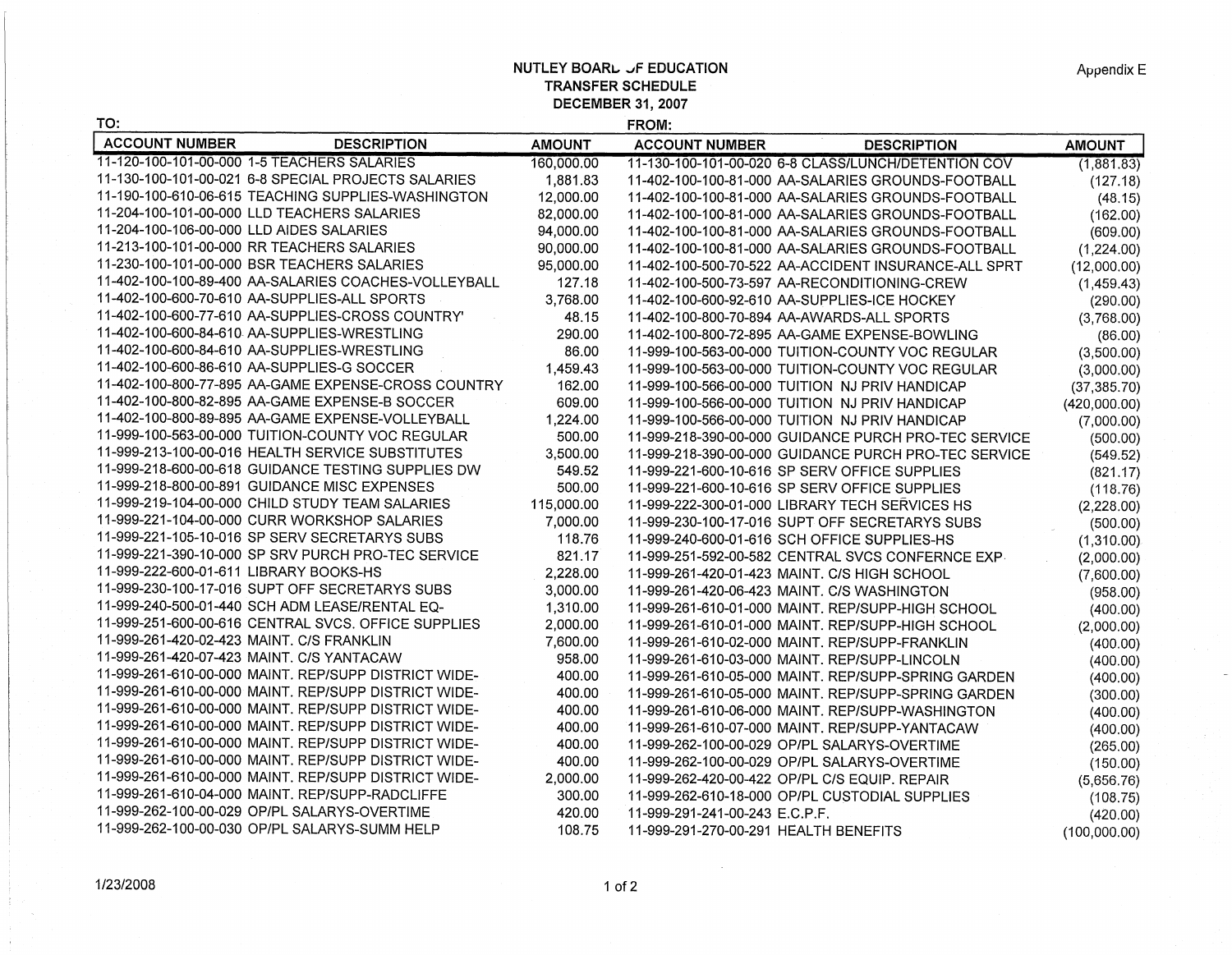Appendix E

# NUTLEY BOARD OF EDUCATION
## TRANSFER SCHEDULE
## DECEMBER 31, 2007

| TO: | | | FROM: | | |
|---|---|---|---|---|---|
| **ACCOUNT NUMBER** | **DESCRIPTION** | **AMOUNT** | **ACCOUNT NUMBER** | **DESCRIPTION** | **AMOUNT** |
| 11-120-100-101-00-000 | 1-5 TEACHERS SALARIES | 160,000.00 | 11-130-100-101-00-020 | 6-8 CLASS/LUNCH/DETENTION COV | (1,881.83) |
| 11-130-100-101-00-021 | 6-8 SPECIAL PROJECTS SALARIES | 1,881.83 | 11-402-100-100-81-000 | AA-SALARIES GROUNDS-FOOTBALL | (127.18) |
| 11-190-100-610-06-615 | TEACHING SUPPLIES-WASHINGTON | 12,000.00 | 11-402-100-100-81-000 | AA-SALARIES GROUNDS-FOOTBALL | (48.15) |
| 11-204-100-101-00-000 | LLD TEACHERS SALARIES | 82,000.00 | 11-402-100-100-81-000 | AA-SALARIES GROUNDS-FOOTBALL | (162.00) |
| 11-204-100-106-00-000 | LLD AIDES SALARIES | 94,000.00 | 11-402-100-100-81-000 | AA-SALARIES GROUNDS-FOOTBALL | (609.00) |
| 11-213-100-101-00-000 | RR TEACHERS SALARIES | 90,000.00 | 11-402-100-100-81-000 | AA-SALARIES GROUNDS-FOOTBALL | (1,224.00) |
| 11-230-100-101-00-000 | BSR TEACHERS SALARIES | 95,000.00 | 11-402-100-500-70-522 | AA-ACCIDENT INSURANCE-ALL SPRT | (12,000.00) |
| 11-402-100-100-89-400 | AA-SALARIES COACHES-VOLLEYBALL | 127.18 | 11-402-100-500-73-597 | AA-RECONDITIONING-CREW | (1,459.43) |
| 11-402-100-600-70-610 | AA-SUPPLIES-ALL SPORTS | 3,768.00 | 11-402-100-600-92-610 | AA-SUPPLIES-ICE HOCKEY | (290.00) |
| 11-402-100-600-77-610 | AA-SUPPLIES-CROSS COUNTRY' | 48.15 | 11-402-100-800-70-894 | AA-AWARDS-ALL SPORTS | (3,768.00) |
| 11-402-100-600-84-610 | AA-SUPPLIES-WRESTLING | 290.00 | 11-402-100-800-72-895 | AA-GAME EXPENSE-BOWLING | (86.00) |
| 11-402-100-600-84-610 | AA-SUPPLIES-WRESTLING | 86.00 | 11-999-100-563-00-000 | TUITION-COUNTY VOC REGULAR | (3,500.00) |
| 11-402-100-600-86-610 | AA-SUPPLIES-G SOCCER | 1,459.43 | 11-999-100-563-00-000 | TUITION-COUNTY VOC REGULAR | (3,000.00) |
| 11-402-100-800-77-895 | AA-GAME EXPENSE-CROSS COUNTRY | 162.00 | 11-999-100-566-00-000 | TUITION NJ PRIV HANDICAP | (37,385.70) |
| 11-402-100-800-82-895 | AA-GAME EXPENSE-B SOCCER | 609.00 | 11-999-100-566-00-000 | TUITION NJ PRIV HANDICAP | (420,000.00) |
| 11-402-100-800-89-895 | AA-GAME EXPENSE-VOLLEYBALL | 1,224.00 | 11-999-100-566-00-000 | TUITION NJ PRIV HANDICAP | (7,000.00) |
| 11-999-100-563-00-000 | TUITION-COUNTY VOC REGULAR | 500.00 | 11-999-218-390-00-000 | GUIDANCE PURCH PRO-TEC SERVICE | (500.00) |
| 11-999-213-100-00-016 | HEALTH SERVICE SUBSTITUTES | 3,500.00 | 11-999-218-390-00-000 | GUIDANCE PURCH PRO-TEC SERVICE | (549.52) |
| 11-999-218-600-00-618 | GUIDANCE TESTING SUPPLIES DW | 549.52 | 11-999-221-600-10-616 | SP SERV OFFICE SUPPLIES | (821.17) |
| 11-999-218-800-00-891 | GUIDANCE MISC EXPENSES | 500.00 | 11-999-221-600-10-616 | SP SERV OFFICE SUPPLIES | (118.76) |
| 11-999-219-104-00-000 | CHILD STUDY TEAM SALARIES | 115,000.00 | 11-999-222-300-01-000 | LIBRARY TECH SERVICES HS | (2,228.00) |
| 11-999-221-104-00-000 | CURR WORKSHOP SALARIES | 7,000.00 | 11-999-230-100-17-016 | SUPT OFF SECRETARYS SUBS | (500.00) |
| 11-999-221-105-10-016 | SP SERV SECRETARYS SUBS | 118.76 | 11-999-240-600-01-616 | SCH OFFICE SUPPLIES-HS | (1,310.00) |
| 11-999-221-390-10-000 | SP SRV PURCH PRO-TEC SERVICE | 821.17 | 11-999-251-592-00-582 | CENTRAL SVCS CONFERNCE EXP | (2,000.00) |
| 11-999-222-600-01-611 | LIBRARY BOOKS-HS | 2,228.00 | 11-999-261-420-01-423 | MAINT. C/S HIGH SCHOOL | (7,600.00) |
| 11-999-230-100-17-016 | SUPT OFF SECRETARYS SUBS | 3,000.00 | 11-999-261-420-06-423 | MAINT. C/S WASHINGTON | (958.00) |
| 11-999-240-500-01-440 | SCH ADM LEASE/RENTAL EQ- | 1,310.00 | 11-999-261-610-01-000 | MAINT. REP/SUPP-HIGH SCHOOL | (400.00) |
| 11-999-251-600-00-616 | CENTRAL SVCS. OFFICE SUPPLIES | 2,000.00 | 11-999-261-610-01-000 | MAINT. REP/SUPP-HIGH SCHOOL | (2,000.00) |
| 11-999-261-420-02-423 | MAINT. C/S FRANKLIN | 7,600.00 | 11-999-261-610-02-000 | MAINT. REP/SUPP-FRANKLIN | (400.00) |
| 11-999-261-420-07-423 | MAINT. C/S YANTACAW | 958.00 | 11-999-261-610-03-000 | MAINT. REP/SUPP-LINCOLN | (400.00) |
| 11-999-261-610-00-000 | MAINT. REP/SUPP DISTRICT WIDE- | 400.00 | 11-999-261-610-05-000 | MAINT. REP/SUPP-SPRING GARDEN | (400.00) |
| 11-999-261-610-00-000 | MAINT. REP/SUPP DISTRICT WIDE- | 400.00 | 11-999-261-610-05-000 | MAINT. REP/SUPP-SPRING GARDEN | (300.00) |
| 11-999-261-610-00-000 | MAINT. REP/SUPP DISTRICT WIDE- | 400.00 | 11-999-261-610-06-000 | MAINT. REP/SUPP-WASHINGTON | (400.00) |
| 11-999-261-610-00-000 | MAINT. REP/SUPP DISTRICT WIDE- | 400.00 | 11-999-261-610-07-000 | MAINT. REP/SUPP-YANTACAW | (400.00) |
| 11-999-261-610-00-000 | MAINT. REP/SUPP DISTRICT WIDE- | 400.00 | 11-999-262-100-00-029 | OP/PL SALARYS-OVERTIME | (265.00) |
| 11-999-261-610-00-000 | MAINT. REP/SUPP DISTRICT WIDE- | 400.00 | 11-999-262-100-00-029 | OP/PL SALARYS-OVERTIME | (150.00) |
| 11-999-261-610-00-000 | MAINT. REP/SUPP DISTRICT WIDE- | 2,000.00 | 11-999-262-420-00-422 | OP/PL C/S EQUIP. REPAIR | (5,656.76) |
| 11-999-261-610-04-000 | MAINT. REP/SUPP-RADCLIFFE | 300.00 | 11-999-262-610-18-000 | OP/PL CUSTODIAL SUPPLIES | (108.75) |
| 11-999-262-100-00-029 | OP/PL SALARYS-OVERTIME | 420.00 | 11-999-291-241-00-243 | E.C.P.F. | (420.00) |
| 11-999-262-100-00-030 | OP/PL SALARYS-SUMM HELP | 108.75 | 11-999-291-270-00-291 | HEALTH BENEFITS | (100,000.00) |

1/23/2008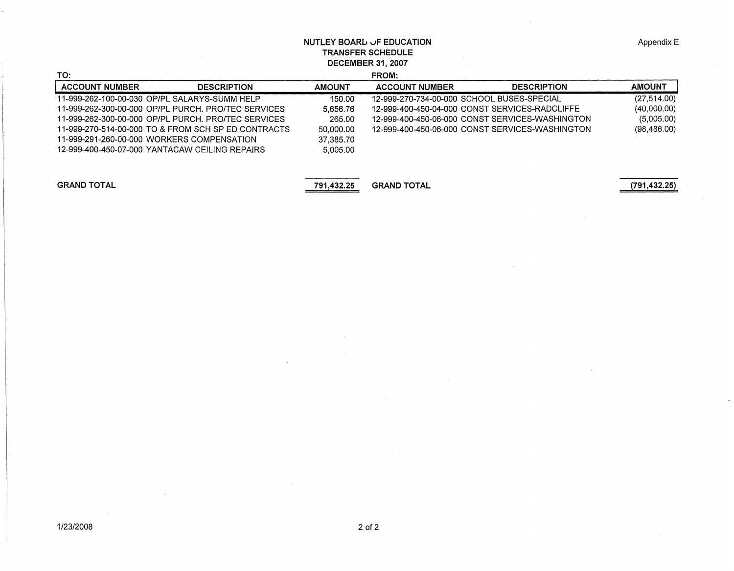NUTLEY BOARD OF EDUCATION
TRANSFER SCHEDULE
DECEMBER 31, 2007

Appendix E

| TO: ACCOUNT NUMBER | DESCRIPTION | AMOUNT | FROM: ACCOUNT NUMBER | DESCRIPTION | AMOUNT |
|---|---|---|---|---|---|
| 11-999-262-100-00-030 | OP/PL SALARYS-SUMM HELP | 150.00 | 12-999-270-734-00-000 | SCHOOL BUSES-SPECIAL | (27,514.00) |
| 11-999-262-300-00-000 | OP/PL PURCH. PRO/TEC SERVICES | 5,656.76 | 12-999-400-450-04-000 | CONST SERVICES-RADCLIFFE | (40,000.00) |
| 11-999-262-300-00-000 | OP/PL PURCH. PRO/TEC SERVICES | 265.00 | 12-999-400-450-06-000 | CONST SERVICES-WASHINGTON | (5,005.00) |
| 11-999-270-514-00-000 | TO & FROM SCH SP ED CONTRACTS | 50,000.00 | 12-999-400-450-06-000 | CONST SERVICES-WASHINGTON | (98,486.00) |
| 11-999-291-260-00-000 | WORKERS COMPENSATION | 37,385.70 | | | |
| 12-999-400-450-07-000 | YANTACAW CEILING REPAIRS | 5,005.00 | | | |
| **GRAND TOTAL** | | **791,432.25** | **GRAND TOTAL** | | **(791,432.25)** |

1/23/2008